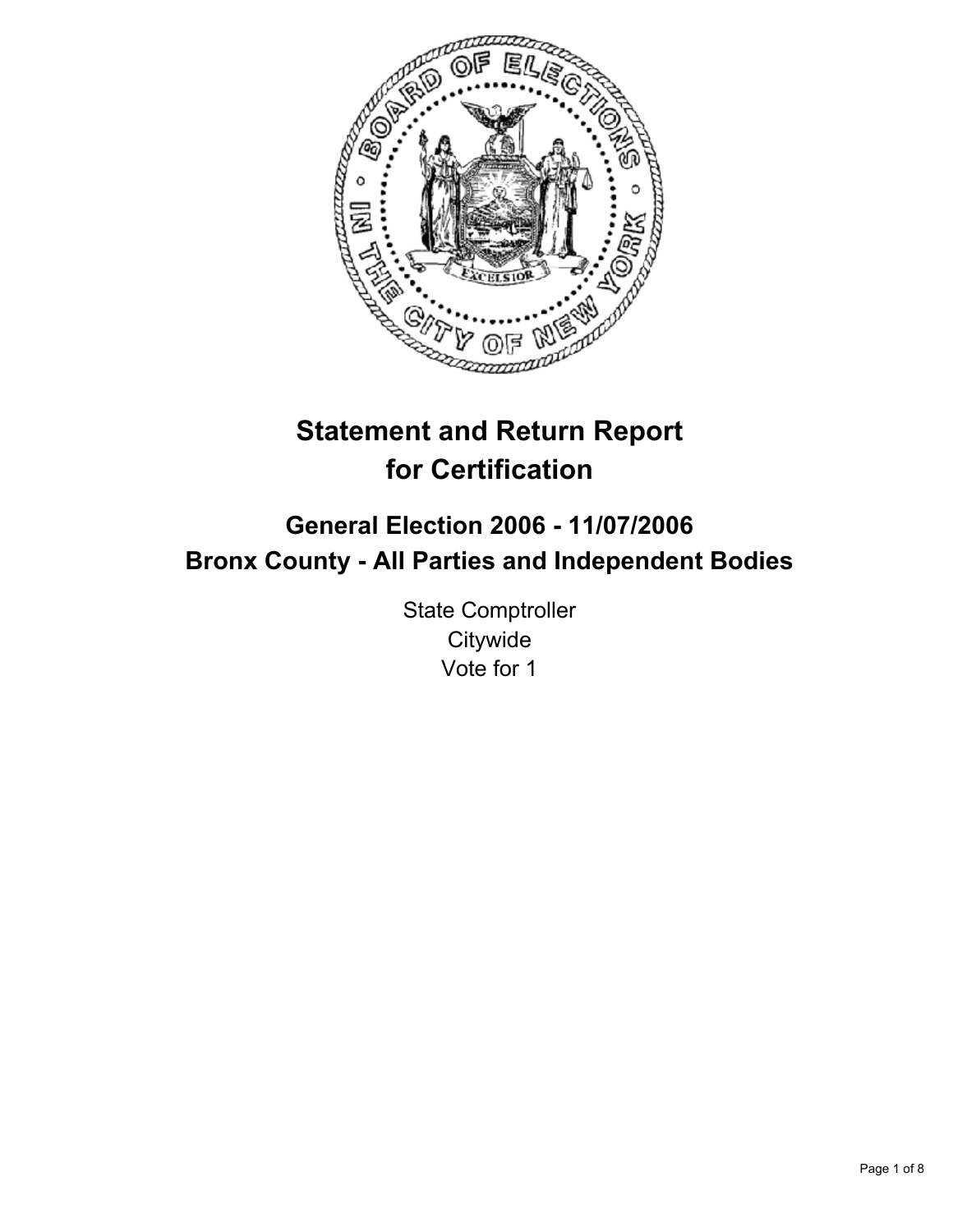# Statement and Return Report for Certification

## General Election 2006 - 11/07/2006
## Bronx County - All Parties and Independent Bodies

State Comptroller
Citywide
Vote for 1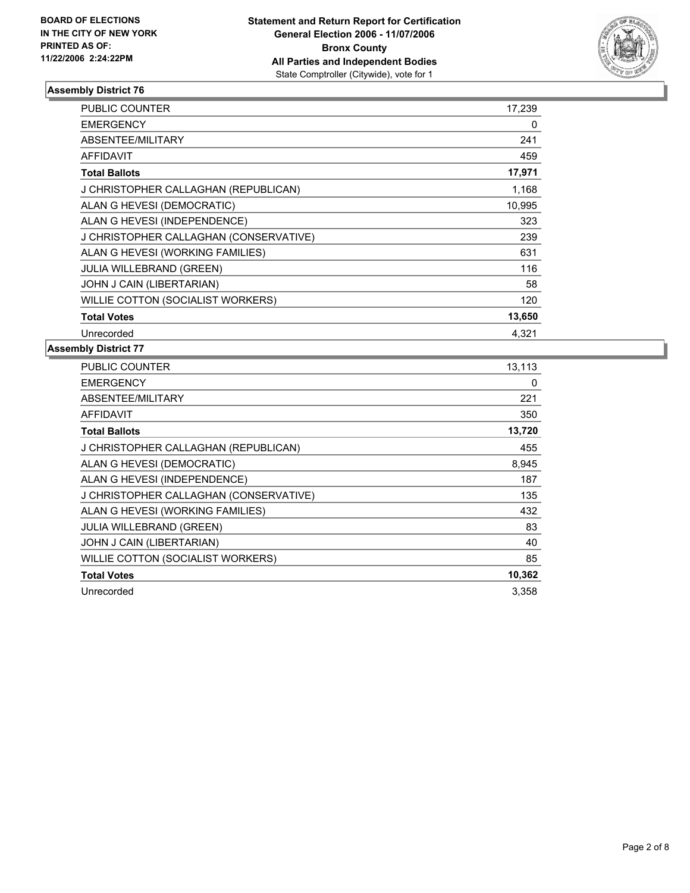**BOARD OF ELECTIONS IN THE CITY OF NEW YORK PRINTED AS OF: 11/22/2006 2:24:22PM**

**Statement and Return Report for Certification**
**General Election 2006 - 11/07/2006**
**Bronx County**
**All Parties and Independent Bodies**
State Comptroller (Citywide), vote for 1

## Assembly District 76

| | |
|---|---|
| PUBLIC COUNTER | 17,239 |
| EMERGENCY | 0 |
| ABSENTEE/MILITARY | 241 |
| AFFIDAVIT | 459 |
| **Total Ballots** | **17,971** |
| J CHRISTOPHER CALLAGHAN (REPUBLICAN) | 1,168 |
| ALAN G HEVESI (DEMOCRATIC) | 10,995 |
| ALAN G HEVESI (INDEPENDENCE) | 323 |
| J CHRISTOPHER CALLAGHAN (CONSERVATIVE) | 239 |
| ALAN G HEVESI (WORKING FAMILIES) | 631 |
| JULIA WILLEBRAND (GREEN) | 116 |
| JOHN J CAIN (LIBERTARIAN) | 58 |
| WILLIE COTTON (SOCIALIST WORKERS) | 120 |
| **Total Votes** | **13,650** |
| Unrecorded | 4,321 |

## Assembly District 77

| | |
|---|---|
| PUBLIC COUNTER | 13,113 |
| EMERGENCY | 0 |
| ABSENTEE/MILITARY | 221 |
| AFFIDAVIT | 350 |
| **Total Ballots** | **13,720** |
| J CHRISTOPHER CALLAGHAN (REPUBLICAN) | 455 |
| ALAN G HEVESI (DEMOCRATIC) | 8,945 |
| ALAN G HEVESI (INDEPENDENCE) | 187 |
| J CHRISTOPHER CALLAGHAN (CONSERVATIVE) | 135 |
| ALAN G HEVESI (WORKING FAMILIES) | 432 |
| JULIA WILLEBRAND (GREEN) | 83 |
| JOHN J CAIN (LIBERTARIAN) | 40 |
| WILLIE COTTON (SOCIALIST WORKERS) | 85 |
| **Total Votes** | **10,362** |
| Unrecorded | 3,358 |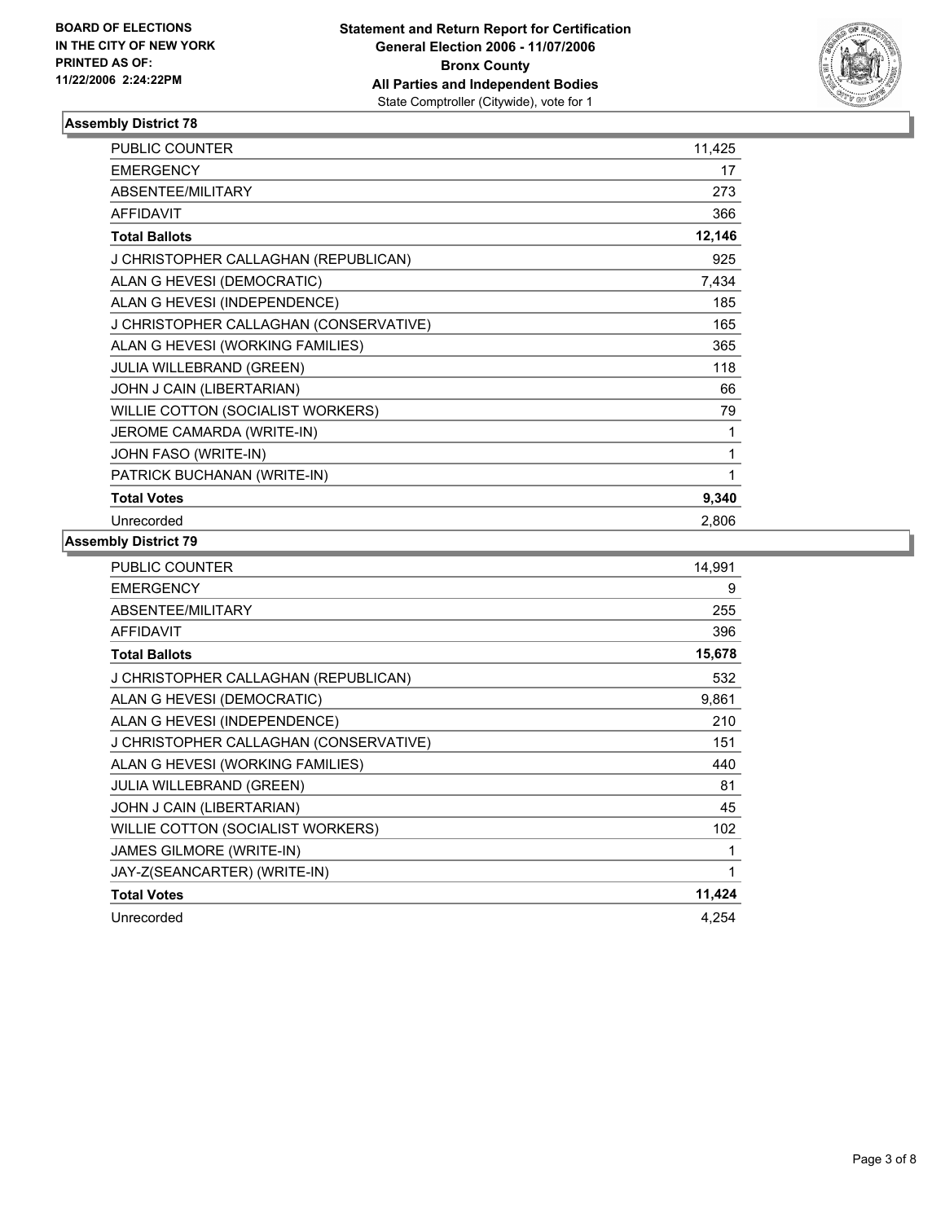**BOARD OF ELECTIONS**
**IN THE CITY OF NEW YORK**
**PRINTED AS OF:**
**11/22/2006 2:24:22PM**

**Statement and Return Report for Certification**
**General Election 2006 - 11/07/2006**
**Bronx County**
**All Parties and Independent Bodies**
State Comptroller (Citywide), vote for 1

### Assembly District 78

| | |
|---|---|
| PUBLIC COUNTER | 11,425 |
| EMERGENCY | 17 |
| ABSENTEE/MILITARY | 273 |
| AFFIDAVIT | 366 |
| **Total Ballots** | **12,146** |
| J CHRISTOPHER CALLAGHAN (REPUBLICAN) | 925 |
| ALAN G HEVESI (DEMOCRATIC) | 7,434 |
| ALAN G HEVESI (INDEPENDENCE) | 185 |
| J CHRISTOPHER CALLAGHAN (CONSERVATIVE) | 165 |
| ALAN G HEVESI (WORKING FAMILIES) | 365 |
| JULIA WILLEBRAND (GREEN) | 118 |
| JOHN J CAIN (LIBERTARIAN) | 66 |
| WILLIE COTTON (SOCIALIST WORKERS) | 79 |
| JEROME CAMARDA (WRITE-IN) | 1 |
| JOHN FASO (WRITE-IN) | 1 |
| PATRICK BUCHANAN (WRITE-IN) | 1 |
| **Total Votes** | **9,340** |
| Unrecorded | 2,806 |

### Assembly District 79

| | |
|---|---|
| PUBLIC COUNTER | 14,991 |
| EMERGENCY | 9 |
| ABSENTEE/MILITARY | 255 |
| AFFIDAVIT | 396 |
| **Total Ballots** | **15,678** |
| J CHRISTOPHER CALLAGHAN (REPUBLICAN) | 532 |
| ALAN G HEVESI (DEMOCRATIC) | 9,861 |
| ALAN G HEVESI (INDEPENDENCE) | 210 |
| J CHRISTOPHER CALLAGHAN (CONSERVATIVE) | 151 |
| ALAN G HEVESI (WORKING FAMILIES) | 440 |
| JULIA WILLEBRAND (GREEN) | 81 |
| JOHN J CAIN (LIBERTARIAN) | 45 |
| WILLIE COTTON (SOCIALIST WORKERS) | 102 |
| JAMES GILMORE (WRITE-IN) | 1 |
| JAY-Z(SEANCARTER) (WRITE-IN) | 1 |
| **Total Votes** | **11,424** |
| Unrecorded | 4,254 |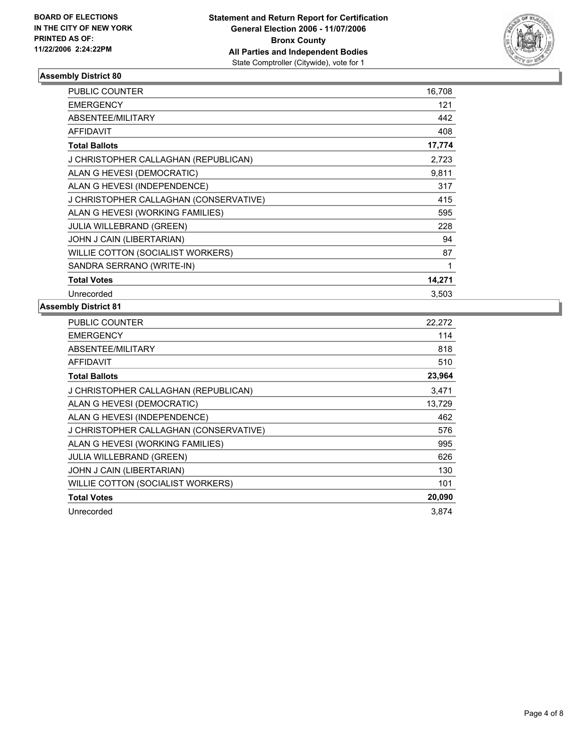**BOARD OF ELECTIONS IN THE CITY OF NEW YORK PRINTED AS OF: 11/22/2006 2:24:22PM**

**Statement and Return Report for Certification**
**General Election 2006 - 11/07/2006**
**Bronx County**
**All Parties and Independent Bodies**
State Comptroller (Citywide), vote for 1

## Assembly District 80

| | |
|---|---|
| PUBLIC COUNTER | 16,708 |
| EMERGENCY | 121 |
| ABSENTEE/MILITARY | 442 |
| AFFIDAVIT | 408 |
| **Total Ballots** | **17,774** |
| J CHRISTOPHER CALLAGHAN (REPUBLICAN) | 2,723 |
| ALAN G HEVESI (DEMOCRATIC) | 9,811 |
| ALAN G HEVESI (INDEPENDENCE) | 317 |
| J CHRISTOPHER CALLAGHAN (CONSERVATIVE) | 415 |
| ALAN G HEVESI (WORKING FAMILIES) | 595 |
| JULIA WILLEBRAND (GREEN) | 228 |
| JOHN J CAIN (LIBERTARIAN) | 94 |
| WILLIE COTTON (SOCIALIST WORKERS) | 87 |
| SANDRA SERRANO (WRITE-IN) | 1 |
| **Total Votes** | **14,271** |
| Unrecorded | 3,503 |

## Assembly District 81

| | |
|---|---|
| PUBLIC COUNTER | 22,272 |
| EMERGENCY | 114 |
| ABSENTEE/MILITARY | 818 |
| AFFIDAVIT | 510 |
| **Total Ballots** | **23,964** |
| J CHRISTOPHER CALLAGHAN (REPUBLICAN) | 3,471 |
| ALAN G HEVESI (DEMOCRATIC) | 13,729 |
| ALAN G HEVESI (INDEPENDENCE) | 462 |
| J CHRISTOPHER CALLAGHAN (CONSERVATIVE) | 576 |
| ALAN G HEVESI (WORKING FAMILIES) | 995 |
| JULIA WILLEBRAND (GREEN) | 626 |
| JOHN J CAIN (LIBERTARIAN) | 130 |
| WILLIE COTTON (SOCIALIST WORKERS) | 101 |
| **Total Votes** | **20,090** |
| Unrecorded | 3,874 |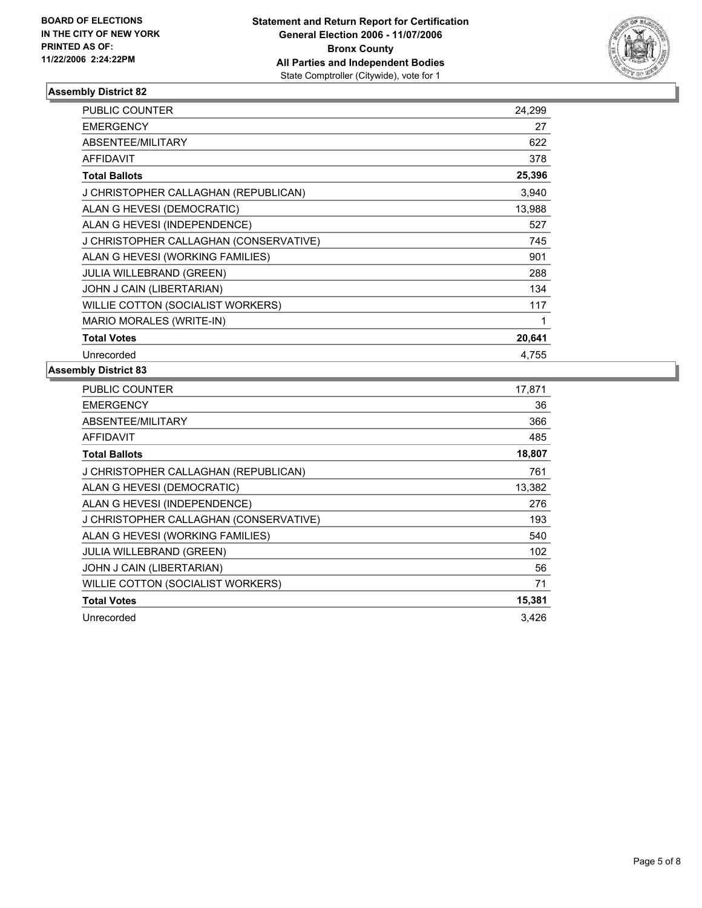**BOARD OF ELECTIONS IN THE CITY OF NEW YORK PRINTED AS OF: 11/22/2006 2:24:22PM**

**Statement and Return Report for Certification**
**General Election 2006 - 11/07/2006**
**Bronx County**
**All Parties and Independent Bodies**
State Comptroller (Citywide), vote for 1

### Assembly District 82

| | |
|---|---|
| PUBLIC COUNTER | 24,299 |
| EMERGENCY | 27 |
| ABSENTEE/MILITARY | 622 |
| AFFIDAVIT | 378 |
| **Total Ballots** | **25,396** |
| J CHRISTOPHER CALLAGHAN (REPUBLICAN) | 3,940 |
| ALAN G HEVESI (DEMOCRATIC) | 13,988 |
| ALAN G HEVESI (INDEPENDENCE) | 527 |
| J CHRISTOPHER CALLAGHAN (CONSERVATIVE) | 745 |
| ALAN G HEVESI (WORKING FAMILIES) | 901 |
| JULIA WILLEBRAND (GREEN) | 288 |
| JOHN J CAIN (LIBERTARIAN) | 134 |
| WILLIE COTTON (SOCIALIST WORKERS) | 117 |
| MARIO MORALES (WRITE-IN) | 1 |
| **Total Votes** | **20,641** |
| Unrecorded | 4,755 |

### Assembly District 83

| | |
|---|---|
| PUBLIC COUNTER | 17,871 |
| EMERGENCY | 36 |
| ABSENTEE/MILITARY | 366 |
| AFFIDAVIT | 485 |
| **Total Ballots** | **18,807** |
| J CHRISTOPHER CALLAGHAN (REPUBLICAN) | 761 |
| ALAN G HEVESI (DEMOCRATIC) | 13,382 |
| ALAN G HEVESI (INDEPENDENCE) | 276 |
| J CHRISTOPHER CALLAGHAN (CONSERVATIVE) | 193 |
| ALAN G HEVESI (WORKING FAMILIES) | 540 |
| JULIA WILLEBRAND (GREEN) | 102 |
| JOHN J CAIN (LIBERTARIAN) | 56 |
| WILLIE COTTON (SOCIALIST WORKERS) | 71 |
| **Total Votes** | **15,381** |
| Unrecorded | 3,426 |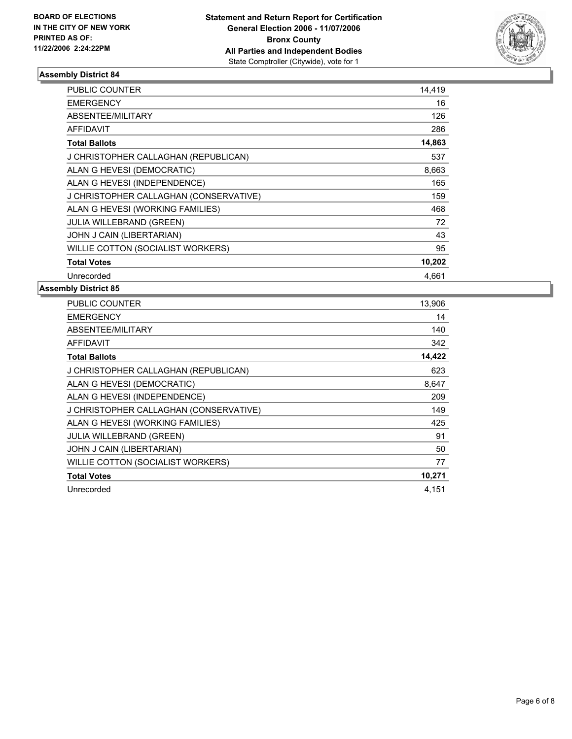**BOARD OF ELECTIONS IN THE CITY OF NEW YORK PRINTED AS OF: 11/22/2006 2:24:22PM**

# Statement and Return Report for Certification
## General Election 2006 - 11/07/2006
## Bronx County
## All Parties and Independent Bodies
State Comptroller (Citywide), vote for 1

### Assembly District 84

| | |
|---|---|
| PUBLIC COUNTER | 14,419 |
| EMERGENCY | 16 |
| ABSENTEE/MILITARY | 126 |
| AFFIDAVIT | 286 |
| **Total Ballots** | **14,863** |
| J CHRISTOPHER CALLAGHAN (REPUBLICAN) | 537 |
| ALAN G HEVESI (DEMOCRATIC) | 8,663 |
| ALAN G HEVESI (INDEPENDENCE) | 165 |
| J CHRISTOPHER CALLAGHAN (CONSERVATIVE) | 159 |
| ALAN G HEVESI (WORKING FAMILIES) | 468 |
| JULIA WILLEBRAND (GREEN) | 72 |
| JOHN J CAIN (LIBERTARIAN) | 43 |
| WILLIE COTTON (SOCIALIST WORKERS) | 95 |
| **Total Votes** | **10,202** |
| Unrecorded | 4,661 |

### Assembly District 85

| | |
|---|---|
| PUBLIC COUNTER | 13,906 |
| EMERGENCY | 14 |
| ABSENTEE/MILITARY | 140 |
| AFFIDAVIT | 342 |
| **Total Ballots** | **14,422** |
| J CHRISTOPHER CALLAGHAN (REPUBLICAN) | 623 |
| ALAN G HEVESI (DEMOCRATIC) | 8,647 |
| ALAN G HEVESI (INDEPENDENCE) | 209 |
| J CHRISTOPHER CALLAGHAN (CONSERVATIVE) | 149 |
| ALAN G HEVESI (WORKING FAMILIES) | 425 |
| JULIA WILLEBRAND (GREEN) | 91 |
| JOHN J CAIN (LIBERTARIAN) | 50 |
| WILLIE COTTON (SOCIALIST WORKERS) | 77 |
| **Total Votes** | **10,271** |
| Unrecorded | 4,151 |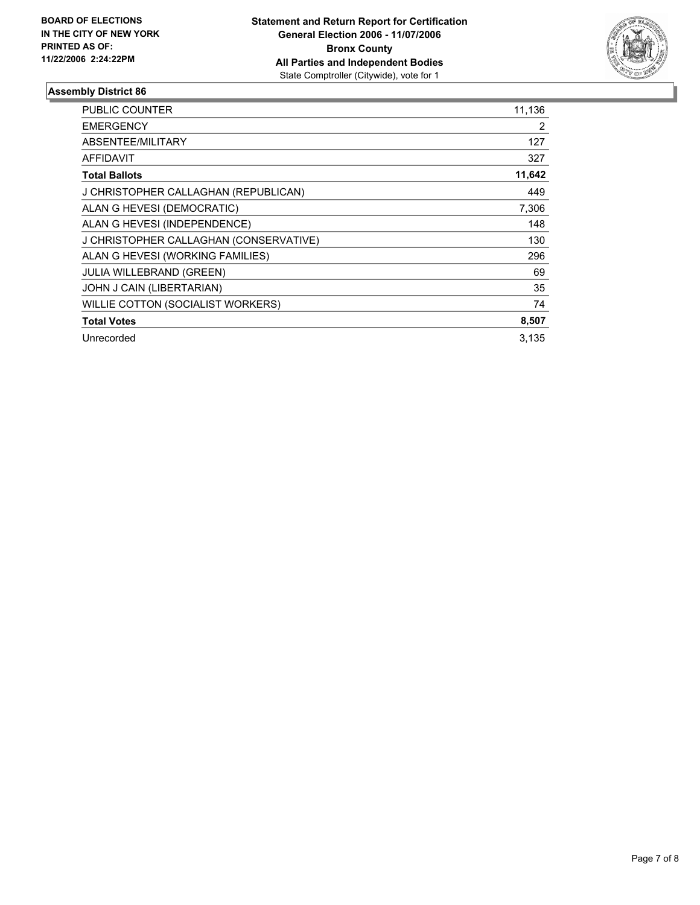**BOARD OF ELECTIONS IN THE CITY OF NEW YORK PRINTED AS OF: 11/22/2006 2:24:22PM**

**Statement and Return Report for Certification General Election 2006 - 11/07/2006 Bronx County All Parties and Independent Bodies**
State Comptroller (Citywide), vote for 1

## Assembly District 86

| | |
|---|---|
| PUBLIC COUNTER | 11,136 |
| EMERGENCY | 2 |
| ABSENTEE/MILITARY | 127 |
| AFFIDAVIT | 327 |
| **Total Ballots** | **11,642** |
| J CHRISTOPHER CALLAGHAN (REPUBLICAN) | 449 |
| ALAN G HEVESI (DEMOCRATIC) | 7,306 |
| ALAN G HEVESI (INDEPENDENCE) | 148 |
| J CHRISTOPHER CALLAGHAN (CONSERVATIVE) | 130 |
| ALAN G HEVESI (WORKING FAMILIES) | 296 |
| JULIA WILLEBRAND (GREEN) | 69 |
| JOHN J CAIN (LIBERTARIAN) | 35 |
| WILLIE COTTON (SOCIALIST WORKERS) | 74 |
| **Total Votes** | **8,507** |
| Unrecorded | 3,135 |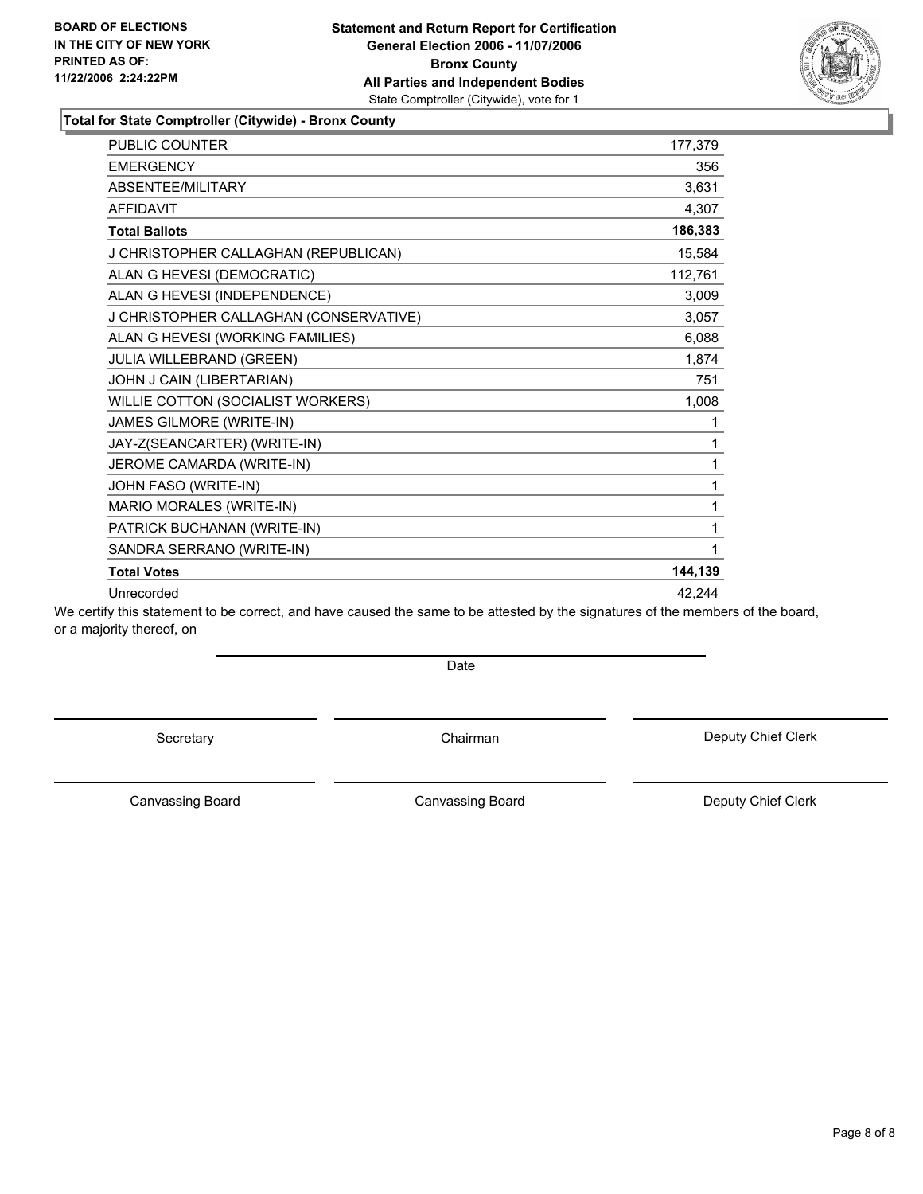**BOARD OF ELECTIONS IN THE CITY OF NEW YORK PRINTED AS OF: 11/22/2006 2:24:22PM**

# Statement and Return Report for Certification
## General Election 2006 - 11/07/2006
## Bronx County
## All Parties and Independent Bodies
State Comptroller (Citywide), vote for 1

### Total for State Comptroller (Citywide) - Bronx County

| | |
|---|---|
| PUBLIC COUNTER | 177,379 |
| EMERGENCY | 356 |
| ABSENTEE/MILITARY | 3,631 |
| AFFIDAVIT | 4,307 |
| **Total Ballots** | **186,383** |
| J CHRISTOPHER CALLAGHAN (REPUBLICAN) | 15,584 |
| ALAN G HEVESI (DEMOCRATIC) | 112,761 |
| ALAN G HEVESI (INDEPENDENCE) | 3,009 |
| J CHRISTOPHER CALLAGHAN (CONSERVATIVE) | 3,057 |
| ALAN G HEVESI (WORKING FAMILIES) | 6,088 |
| JULIA WILLEBRAND (GREEN) | 1,874 |
| JOHN J CAIN (LIBERTARIAN) | 751 |
| WILLIE COTTON (SOCIALIST WORKERS) | 1,008 |
| JAMES GILMORE (WRITE-IN) | 1 |
| JAY-Z(SEANCARTER) (WRITE-IN) | 1 |
| JEROME CAMARDA (WRITE-IN) | 1 |
| JOHN FASO (WRITE-IN) | 1 |
| MARIO MORALES (WRITE-IN) | 1 |
| PATRICK BUCHANAN (WRITE-IN) | 1 |
| SANDRA SERRANO (WRITE-IN) | 1 |
| **Total Votes** | **144,139** |
| Unrecorded | 42,244 |

We certify this statement to be correct, and have caused the same to be attested by the signatures of the members of the board, or a majority thereof, on

Date

Secretary    Chairman    Deputy Chief Clerk

Canvassing Board    Canvassing Board    Deputy Chief Clerk